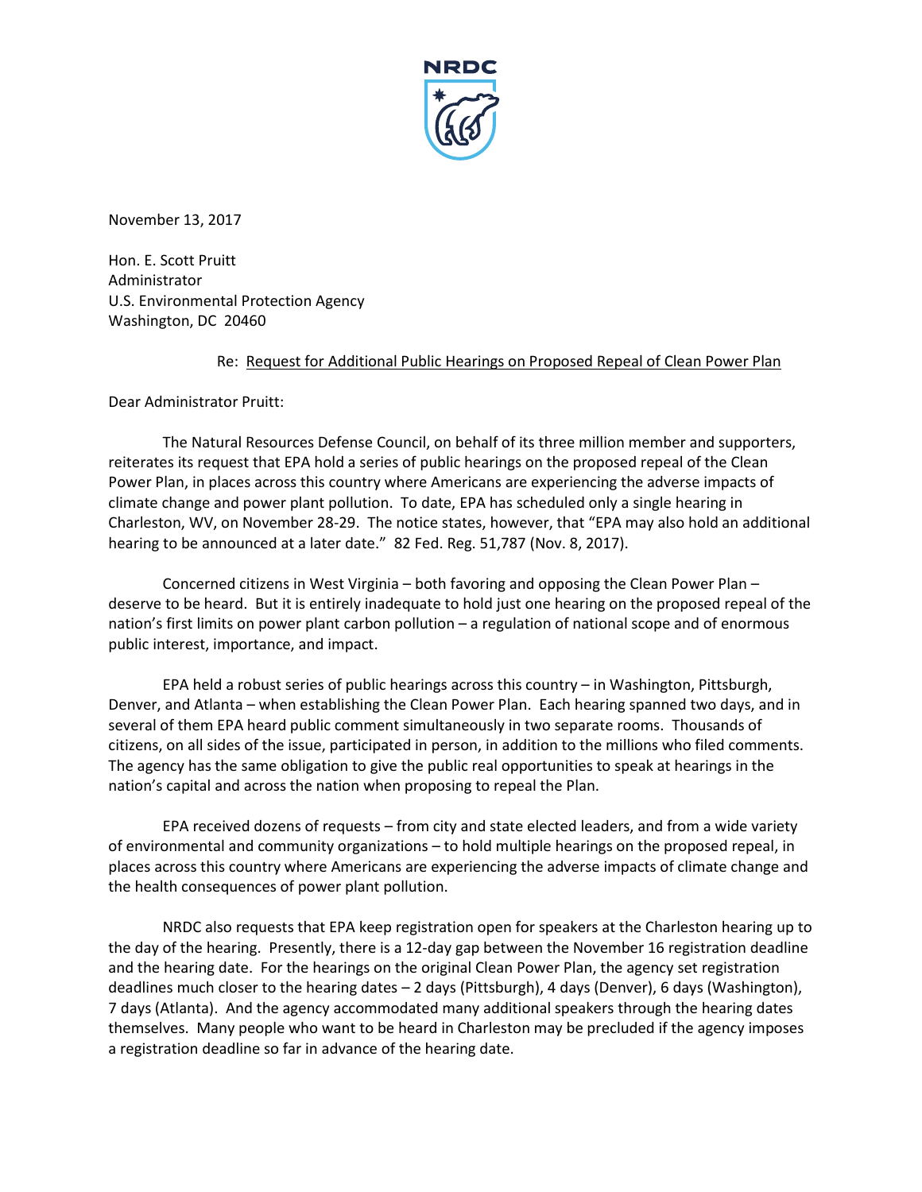NRDC

November 13, 2017

Hon. E. Scott Pruitt
Administrator
U.S. Environmental Protection Agency
Washington, DC 20460

Re: Request for Additional Public Hearings on Proposed Repeal of Clean Power Plan

Dear Administrator Pruitt:

The Natural Resources Defense Council, on behalf of its three million member and supporters, reiterates its request that EPA hold a series of public hearings on the proposed repeal of the Clean Power Plan, in places across this country where Americans are experiencing the adverse impacts of climate change and power plant pollution. To date, EPA has scheduled only a single hearing in Charleston, WV, on November 28-29. The notice states, however, that "EPA may also hold an additional hearing to be announced at a later date." 82 Fed. Reg. 51,787 (Nov. 8, 2017).

Concerned citizens in West Virginia – both favoring and opposing the Clean Power Plan – deserve to be heard. But it is entirely inadequate to hold just one hearing on the proposed repeal of the nation's first limits on power plant carbon pollution – a regulation of national scope and of enormous public interest, importance, and impact.

EPA held a robust series of public hearings across this country – in Washington, Pittsburgh, Denver, and Atlanta – when establishing the Clean Power Plan. Each hearing spanned two days, and in several of them EPA heard public comment simultaneously in two separate rooms. Thousands of citizens, on all sides of the issue, participated in person, in addition to the millions who filed comments. The agency has the same obligation to give the public real opportunities to speak at hearings in the nation's capital and across the nation when proposing to repeal the Plan.

EPA received dozens of requests – from city and state elected leaders, and from a wide variety of environmental and community organizations – to hold multiple hearings on the proposed repeal, in places across this country where Americans are experiencing the adverse impacts of climate change and the health consequences of power plant pollution.

NRDC also requests that EPA keep registration open for speakers at the Charleston hearing up to the day of the hearing. Presently, there is a 12-day gap between the November 16 registration deadline and the hearing date. For the hearings on the original Clean Power Plan, the agency set registration deadlines much closer to the hearing dates – 2 days (Pittsburgh), 4 days (Denver), 6 days (Washington), 7 days (Atlanta). And the agency accommodated many additional speakers through the hearing dates themselves. Many people who want to be heard in Charleston may be precluded if the agency imposes a registration deadline so far in advance of the hearing date.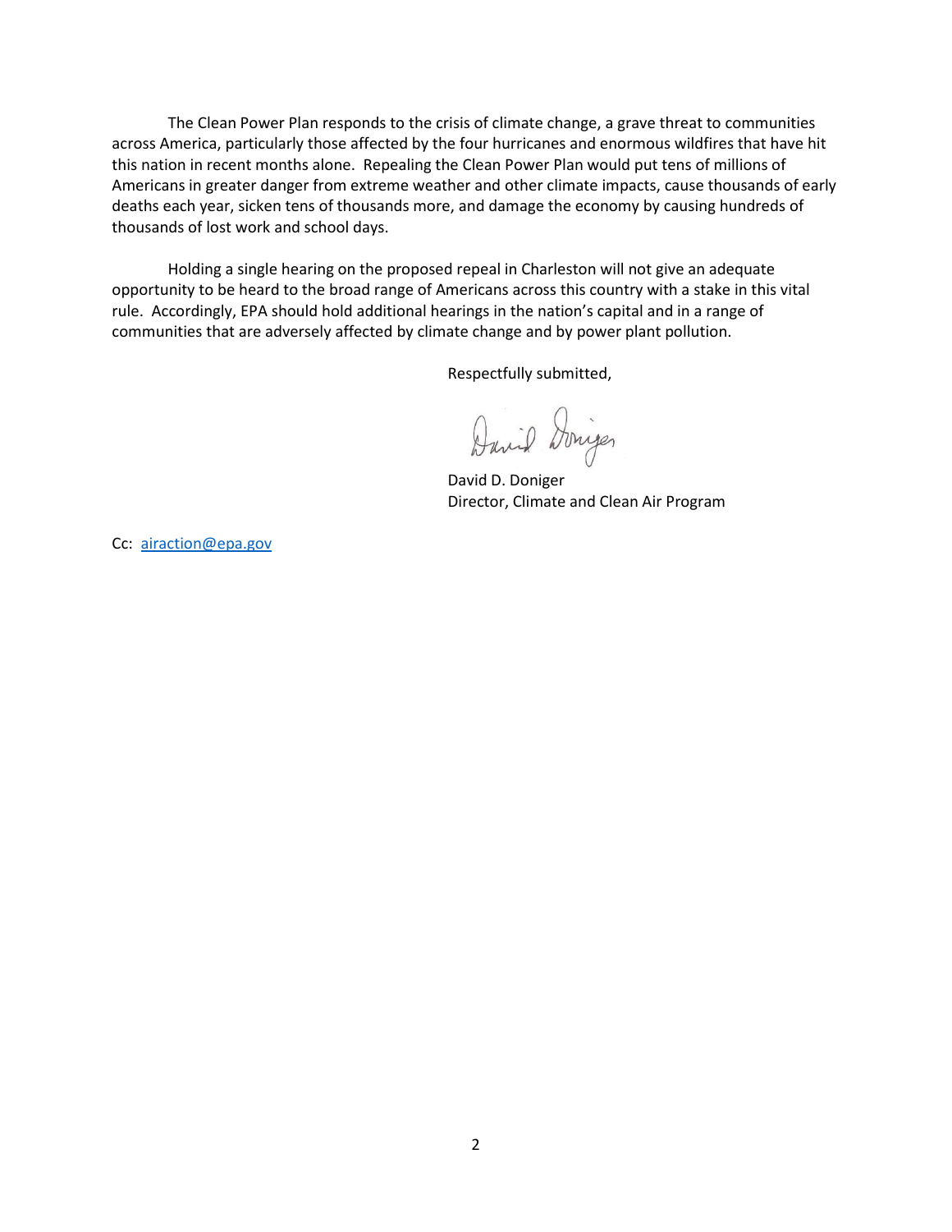The Clean Power Plan responds to the crisis of climate change, a grave threat to communities across America, particularly those affected by the four hurricanes and enormous wildfires that have hit this nation in recent months alone. Repealing the Clean Power Plan would put tens of millions of Americans in greater danger from extreme weather and other climate impacts, cause thousands of early deaths each year, sicken tens of thousands more, and damage the economy by causing hundreds of thousands of lost work and school days.

Holding a single hearing on the proposed repeal in Charleston will not give an adequate opportunity to be heard to the broad range of Americans across this country with a stake in this vital rule. Accordingly, EPA should hold additional hearings in the nation's capital and in a range of communities that are adversely affected by climate change and by power plant pollution.

Respectfully submitted,

David Doniger

David D. Doniger
Director, Climate and Clean Air Program

Cc: airaction@epa.gov